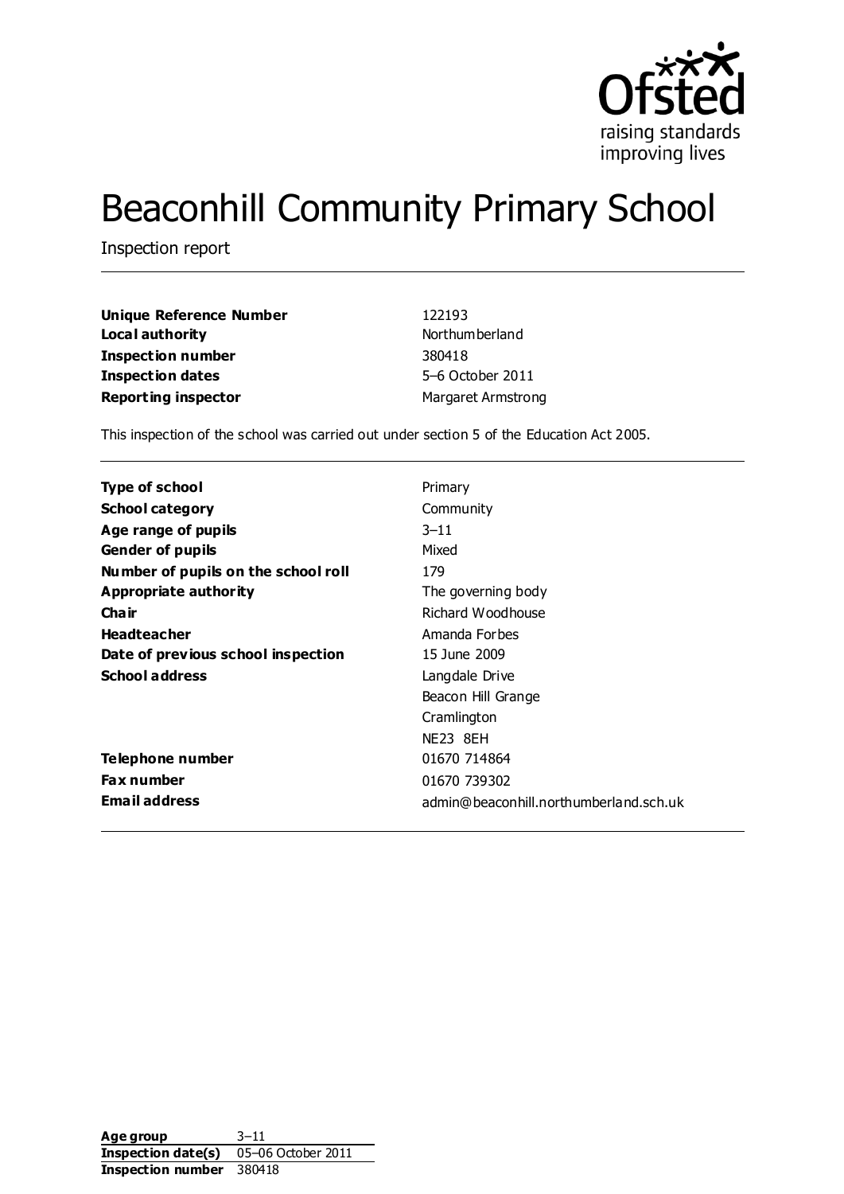# Beaconhill Community Primary School

Inspection report

| | |
|---|---|
| **Unique Reference Number** | 122193 |
| **Local authority** | Northumberland |
| **Inspection number** | 380418 |
| **Inspection dates** | 5–6 October 2011 |
| **Reporting inspector** | Margaret Armstrong |

This inspection of the school was carried out under section 5 of the Education Act 2005.

| | |
|---|---|
| **Type of school** | Primary |
| **School category** | Community |
| **Age range of pupils** | 3–11 |
| **Gender of pupils** | Mixed |
| **Number of pupils on the school roll** | 179 |
| **Appropriate authority** | The governing body |
| **Chair** | Richard Woodhouse |
| **Headteacher** | Amanda Forbes |
| **Date of previous school inspection** | 15 June 2009 |
| **School address** | Langdale Drive<br>Beacon Hill Grange<br>Cramlington<br>NE23 8EH |
| **Telephone number** | 01670 714864 |
| **Fax number** | 01670 739302 |
| **Email address** | admin@beaconhill.northumberland.sch.uk |

| | |
|---|---|
| **Age group** | 3–11 |
| **Inspection date(s)** | 05–06 October 2011 |
| **Inspection number** | 380418 |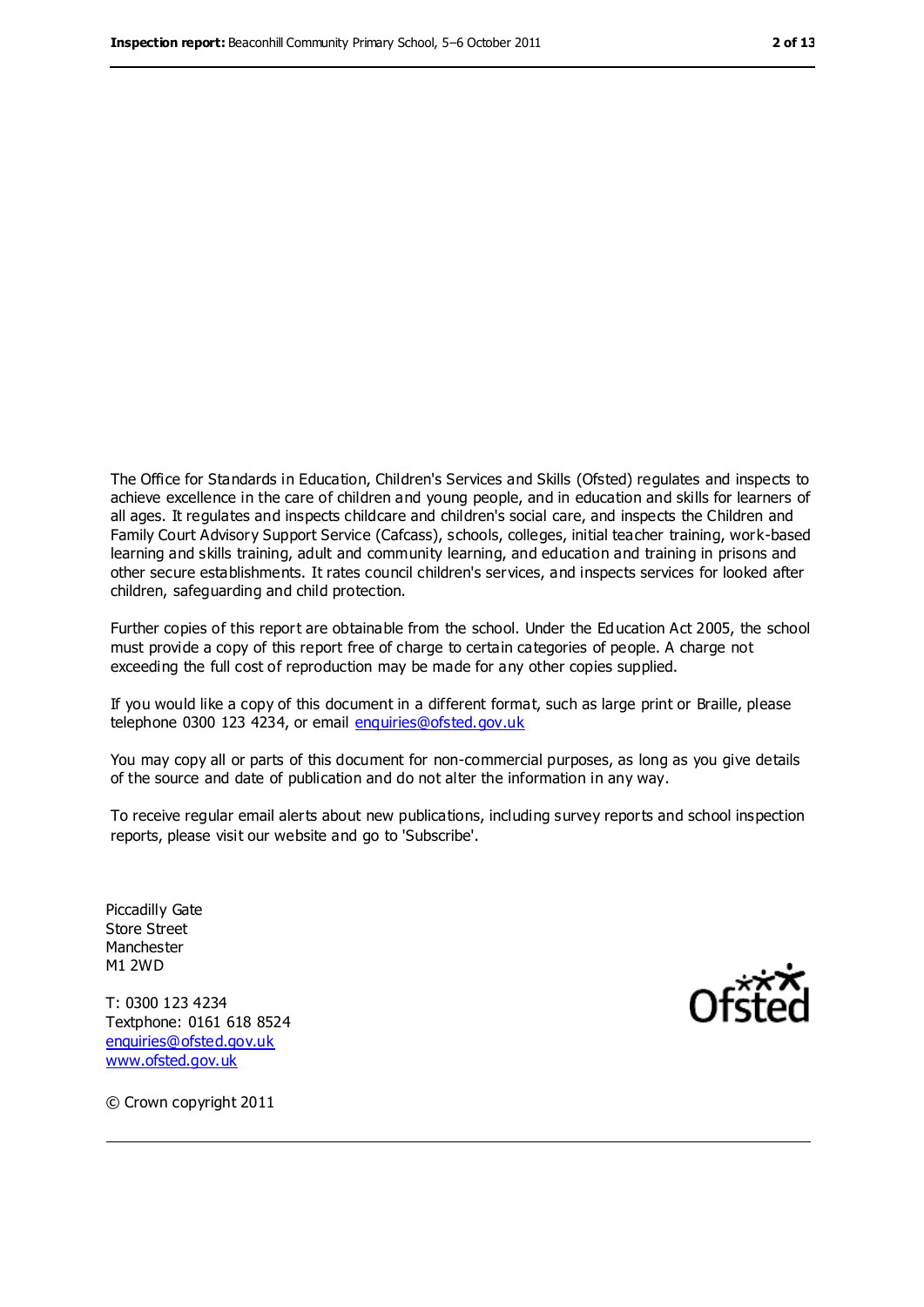The Office for Standards in Education, Children's Services and Skills (Ofsted) regulates and inspects to achieve excellence in the care of children and young people, and in education and skills for learners of all ages. It regulates and inspects childcare and children's social care, and inspects the Children and Family Court Advisory Support Service (Cafcass), schools, colleges, initial teacher training, work-based learning and skills training, adult and community learning, and education and training in prisons and other secure establishments. It rates council children's services, and inspects services for looked after children, safeguarding and child protection.

Further copies of this report are obtainable from the school. Under the Education Act 2005, the school must provide a copy of this report free of charge to certain categories of people. A charge not exceeding the full cost of reproduction may be made for any other copies supplied.

If you would like a copy of this document in a different format, such as large print or Braille, please telephone 0300 123 4234, or email enquiries@ofsted.gov.uk

You may copy all or parts of this document for non-commercial purposes, as long as you give details of the source and date of publication and do not alter the information in any way.

To receive regular email alerts about new publications, including survey reports and school inspection reports, please visit our website and go to 'Subscribe'.

Piccadilly Gate
Store Street
Manchester
M1 2WD

T: 0300 123 4234
Textphone: 0161 618 8524
enquiries@ofsted.gov.uk
www.ofsted.gov.uk

Ofsted

© Crown copyright 2011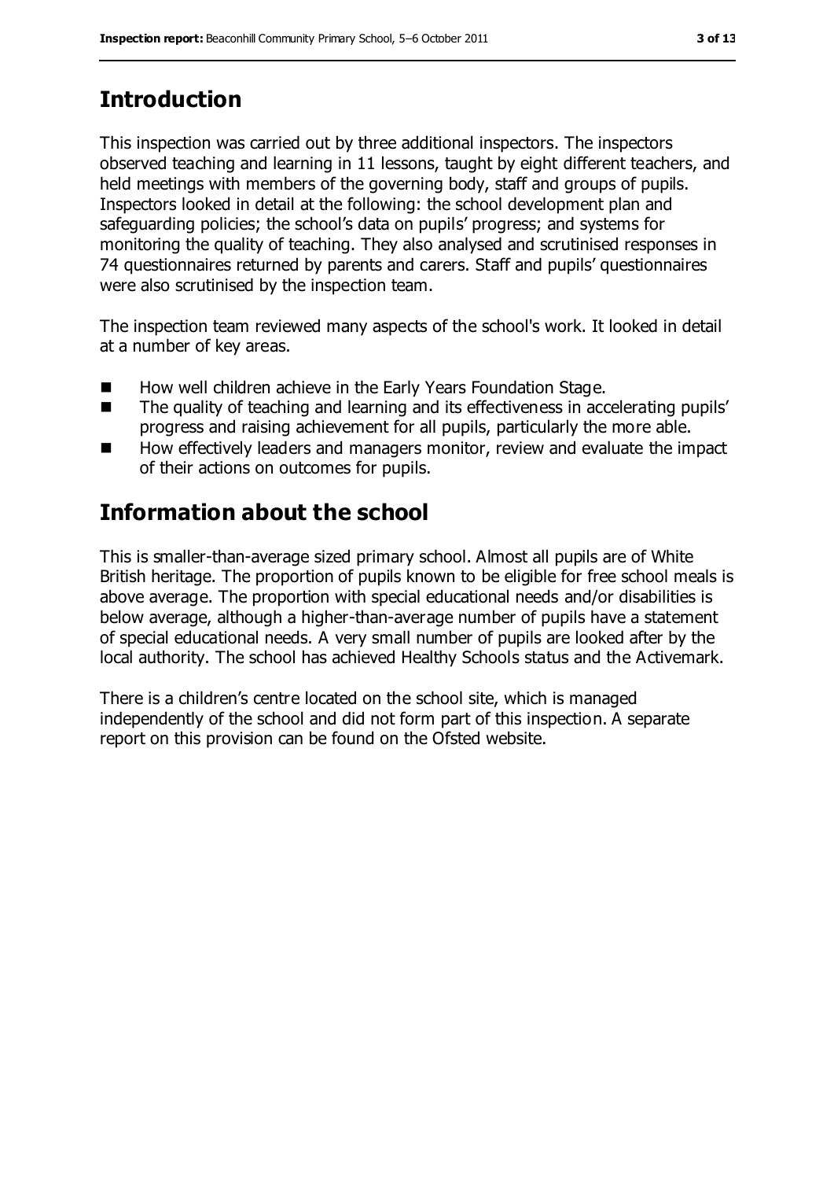## Introduction

This inspection was carried out by three additional inspectors. The inspectors observed teaching and learning in 11 lessons, taught by eight different teachers, and held meetings with members of the governing body, staff and groups of pupils. Inspectors looked in detail at the following: the school development plan and safeguarding policies; the school's data on pupils' progress; and systems for monitoring the quality of teaching. They also analysed and scrutinised responses in 74 questionnaires returned by parents and carers. Staff and pupils' questionnaires were also scrutinised by the inspection team.

The inspection team reviewed many aspects of the school's work. It looked in detail at a number of key areas.

- How well children achieve in the Early Years Foundation Stage.
- The quality of teaching and learning and its effectiveness in accelerating pupils' progress and raising achievement for all pupils, particularly the more able.
- How effectively leaders and managers monitor, review and evaluate the impact of their actions on outcomes for pupils.

## Information about the school

This is smaller-than-average sized primary school. Almost all pupils are of White British heritage. The proportion of pupils known to be eligible for free school meals is above average. The proportion with special educational needs and/or disabilities is below average, although a higher-than-average number of pupils have a statement of special educational needs. A very small number of pupils are looked after by the local authority. The school has achieved Healthy Schools status and the Activemark.

There is a children's centre located on the school site, which is managed independently of the school and did not form part of this inspection. A separate report on this provision can be found on the Ofsted website.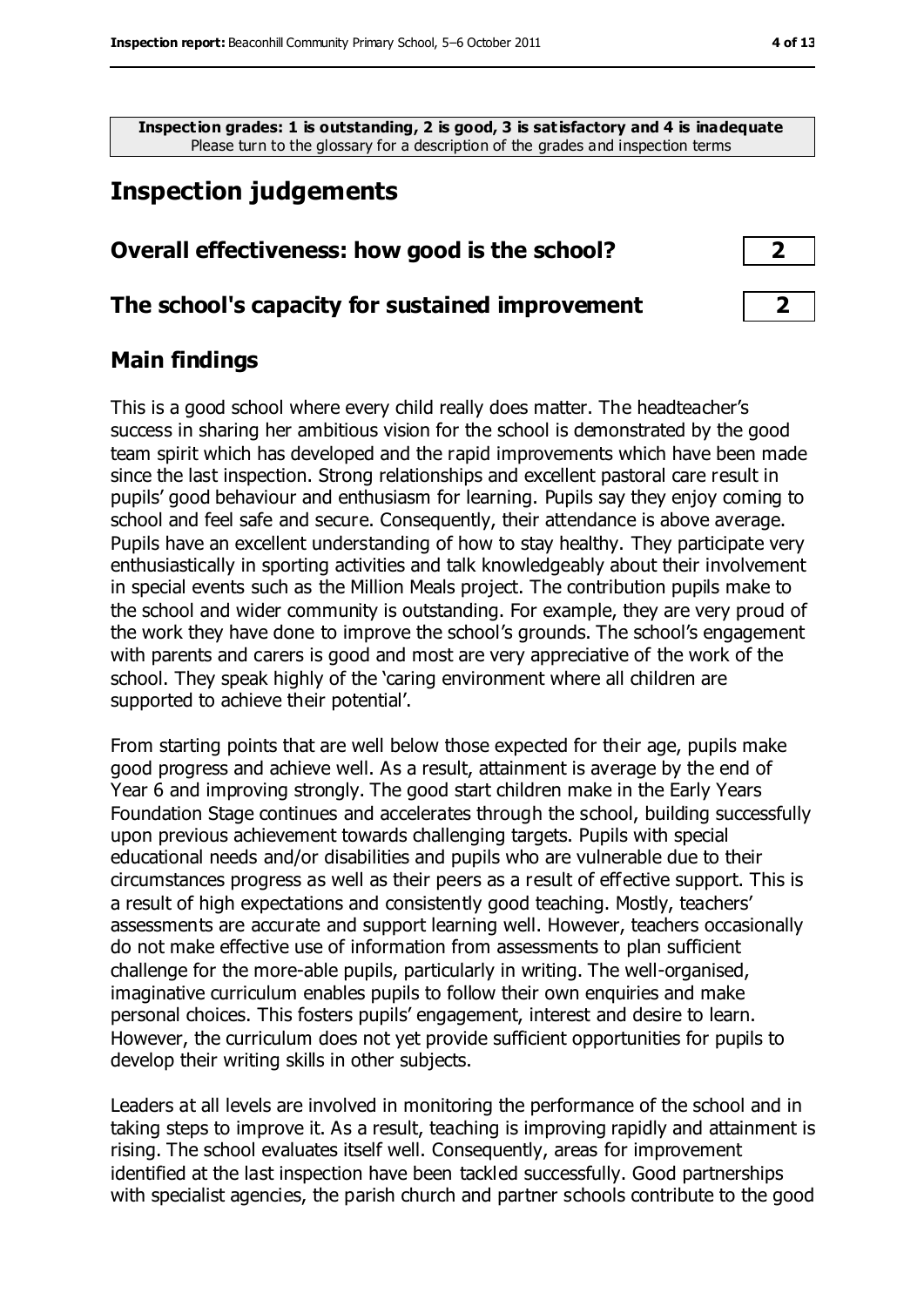**Inspection grades: 1 is outstanding, 2 is good, 3 is satisfactory and 4 is inadequate**
Please turn to the glossary for a description of the grades and inspection terms

# Inspection judgements

| Overall effectiveness: how good is the school? | 2 |
| --- | --- |
| **The school's capacity for sustained improvement** | **2** |

## Main findings

This is a good school where every child really does matter. The headteacher's success in sharing her ambitious vision for the school is demonstrated by the good team spirit which has developed and the rapid improvements which have been made since the last inspection. Strong relationships and excellent pastoral care result in pupils' good behaviour and enthusiasm for learning. Pupils say they enjoy coming to school and feel safe and secure. Consequently, their attendance is above average. Pupils have an excellent understanding of how to stay healthy. They participate very enthusiastically in sporting activities and talk knowledgeably about their involvement in special events such as the Million Meals project. The contribution pupils make to the school and wider community is outstanding. For example, they are very proud of the work they have done to improve the school's grounds. The school's engagement with parents and carers is good and most are very appreciative of the work of the school. They speak highly of the 'caring environment where all children are supported to achieve their potential'.

From starting points that are well below those expected for their age, pupils make good progress and achieve well. As a result, attainment is average by the end of Year 6 and improving strongly. The good start children make in the Early Years Foundation Stage continues and accelerates through the school, building successfully upon previous achievement towards challenging targets. Pupils with special educational needs and/or disabilities and pupils who are vulnerable due to their circumstances progress as well as their peers as a result of effective support. This is a result of high expectations and consistently good teaching. Mostly, teachers' assessments are accurate and support learning well. However, teachers occasionally do not make effective use of information from assessments to plan sufficient challenge for the more-able pupils, particularly in writing. The well-organised, imaginative curriculum enables pupils to follow their own enquiries and make personal choices. This fosters pupils' engagement, interest and desire to learn. However, the curriculum does not yet provide sufficient opportunities for pupils to develop their writing skills in other subjects.

Leaders at all levels are involved in monitoring the performance of the school and in taking steps to improve it. As a result, teaching is improving rapidly and attainment is rising. The school evaluates itself well. Consequently, areas for improvement identified at the last inspection have been tackled successfully. Good partnerships with specialist agencies, the parish church and partner schools contribute to the good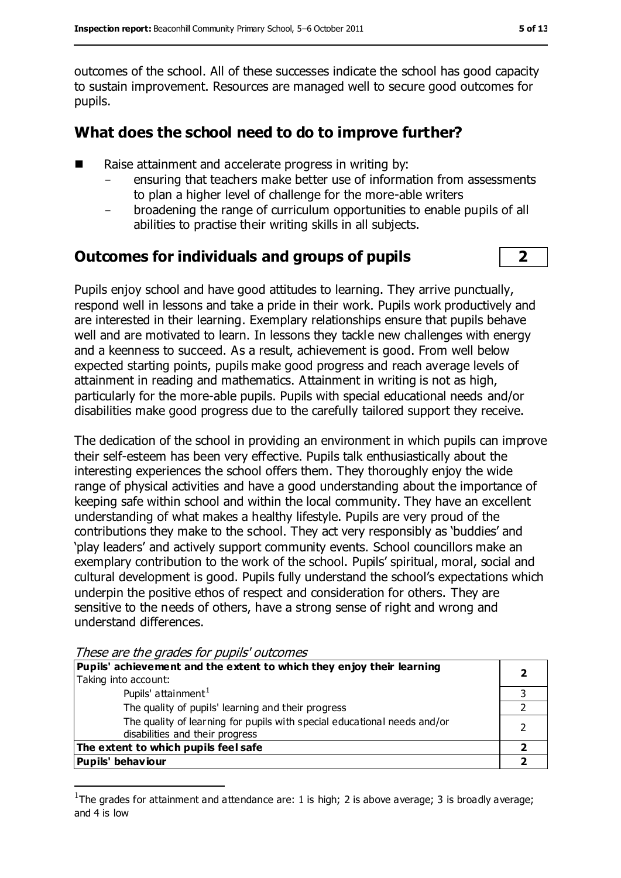outcomes of the school. All of these successes indicate the school has good capacity to sustain improvement. Resources are managed well to secure good outcomes for pupils.

## What does the school need to do to improve further?

- Raise attainment and accelerate progress in writing by:
  - ensuring that teachers make better use of information from assessments to plan a higher level of challenge for the more-able writers
  - broadening the range of curriculum opportunities to enable pupils of all abilities to practise their writing skills in all subjects.

## Outcomes for individuals and groups of pupils — 2

Pupils enjoy school and have good attitudes to learning. They arrive punctually, respond well in lessons and take a pride in their work. Pupils work productively and are interested in their learning. Exemplary relationships ensure that pupils behave well and are motivated to learn. In lessons they tackle new challenges with energy and a keenness to succeed. As a result, achievement is good. From well below expected starting points, pupils make good progress and reach average levels of attainment in reading and mathematics. Attainment in writing is not as high, particularly for the more-able pupils. Pupils with special educational needs and/or disabilities make good progress due to the carefully tailored support they receive.

The dedication of the school in providing an environment in which pupils can improve their self-esteem has been very effective. Pupils talk enthusiastically about the interesting experiences the school offers them. They thoroughly enjoy the wide range of physical activities and have a good understanding about the importance of keeping safe within school and within the local community. They have an excellent understanding of what makes a healthy lifestyle. Pupils are very proud of the contributions they make to the school. They act very responsibly as 'buddies' and 'play leaders' and actively support community events. School councillors make an exemplary contribution to the work of the school. Pupils' spiritual, moral, social and cultural development is good. Pupils fully understand the school's expectations which underpin the positive ethos of respect and consideration for others. They are sensitive to the needs of others, have a strong sense of right and wrong and understand differences.

*These are the grades for pupils' outcomes*

| | |
|---|---|
| **Pupils' achievement and the extent to which they enjoy their learning**<br>Taking into account: | **2** |
| Pupils' attainment[1] | 3 |
| The quality of pupils' learning and their progress | 2 |
| The quality of learning for pupils with special educational needs and/or disabilities and their progress | 2 |
| **The extent to which pupils feel safe** | **2** |
| **Pupils' behaviour** | **2** |

[1] The grades for attainment and attendance are: 1 is high; 2 is above average; 3 is broadly average; and 4 is low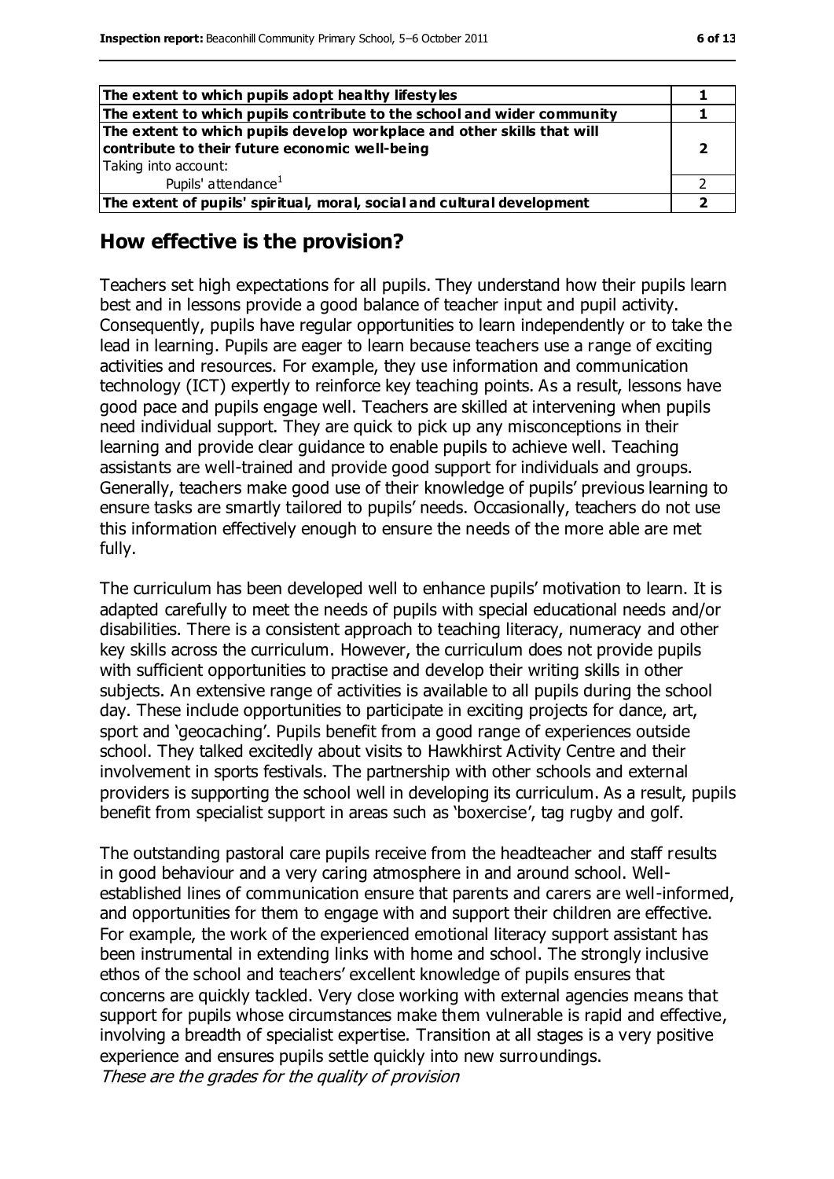| | |
|---|---|
| **The extent to which pupils adopt healthy lifestyles** | **1** |
| **The extent to which pupils contribute to the school and wider community** | **1** |
| **The extent to which pupils develop workplace and other skills that will contribute to their future economic well-being**<br>Taking into account:<br>Pupils' attendance[1] | **2**<br><br>2 |
| **The extent of pupils' spiritual, moral, social and cultural development** | **2** |

## How effective is the provision?

Teachers set high expectations for all pupils. They understand how their pupils learn best and in lessons provide a good balance of teacher input and pupil activity. Consequently, pupils have regular opportunities to learn independently or to take the lead in learning. Pupils are eager to learn because teachers use a range of exciting activities and resources. For example, they use information and communication technology (ICT) expertly to reinforce key teaching points. As a result, lessons have good pace and pupils engage well. Teachers are skilled at intervening when pupils need individual support. They are quick to pick up any misconceptions in their learning and provide clear guidance to enable pupils to achieve well. Teaching assistants are well-trained and provide good support for individuals and groups. Generally, teachers make good use of their knowledge of pupils' previous learning to ensure tasks are smartly tailored to pupils' needs. Occasionally, teachers do not use this information effectively enough to ensure the needs of the more able are met fully.

The curriculum has been developed well to enhance pupils' motivation to learn. It is adapted carefully to meet the needs of pupils with special educational needs and/or disabilities. There is a consistent approach to teaching literacy, numeracy and other key skills across the curriculum. However, the curriculum does not provide pupils with sufficient opportunities to practise and develop their writing skills in other subjects. An extensive range of activities is available to all pupils during the school day. These include opportunities to participate in exciting projects for dance, art, sport and 'geocaching'. Pupils benefit from a good range of experiences outside school. They talked excitedly about visits to Hawkhirst Activity Centre and their involvement in sports festivals. The partnership with other schools and external providers is supporting the school well in developing its curriculum. As a result, pupils benefit from specialist support in areas such as 'boxercise', tag rugby and golf.

The outstanding pastoral care pupils receive from the headteacher and staff results in good behaviour and a very caring atmosphere in and around school. Well-established lines of communication ensure that parents and carers are well-informed, and opportunities for them to engage with and support their children are effective. For example, the work of the experienced emotional literacy support assistant has been instrumental in extending links with home and school. The strongly inclusive ethos of the school and teachers' excellent knowledge of pupils ensures that concerns are quickly tackled. Very close working with external agencies means that support for pupils whose circumstances make them vulnerable is rapid and effective, involving a breadth of specialist expertise. Transition at all stages is a very positive experience and ensures pupils settle quickly into new surroundings.

*These are the grades for the quality of provision*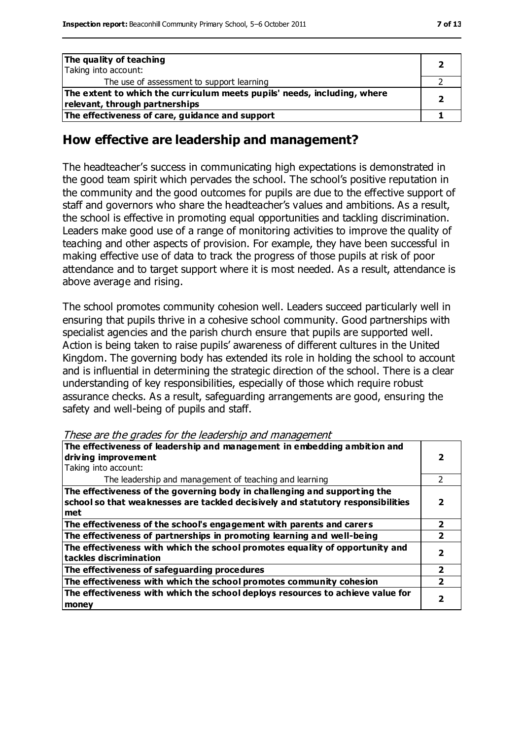| | |
|---|---|
| **The quality of teaching**<br>Taking into account: | **2** |
| The use of assessment to support learning | 2 |
| **The extent to which the curriculum meets pupils' needs, including, where relevant, through partnerships** | **2** |
| **The effectiveness of care, guidance and support** | **1** |

## How effective are leadership and management?

The headteacher's success in communicating high expectations is demonstrated in the good team spirit which pervades the school. The school's positive reputation in the community and the good outcomes for pupils are due to the effective support of staff and governors who share the headteacher's values and ambitions. As a result, the school is effective in promoting equal opportunities and tackling discrimination. Leaders make good use of a range of monitoring activities to improve the quality of teaching and other aspects of provision. For example, they have been successful in making effective use of data to track the progress of those pupils at risk of poor attendance and to target support where it is most needed. As a result, attendance is above average and rising.

The school promotes community cohesion well. Leaders succeed particularly well in ensuring that pupils thrive in a cohesive school community. Good partnerships with specialist agencies and the parish church ensure that pupils are supported well. Action is being taken to raise pupils' awareness of different cultures in the United Kingdom. The governing body has extended its role in holding the school to account and is influential in determining the strategic direction of the school. There is a clear understanding of key responsibilities, especially of those which require robust assurance checks. As a result, safeguarding arrangements are good, ensuring the safety and well-being of pupils and staff.

*These are the grades for the leadership and management*

| | |
|---|---|
| **The effectiveness of leadership and management in embedding ambition and driving improvement**<br>Taking into account: | **2** |
| The leadership and management of teaching and learning | 2 |
| **The effectiveness of the governing body in challenging and supporting the school so that weaknesses are tackled decisively and statutory responsibilities met** | **2** |
| **The effectiveness of the school's engagement with parents and carers** | **2** |
| **The effectiveness of partnerships in promoting learning and well-being** | **2** |
| **The effectiveness with which the school promotes equality of opportunity and tackles discrimination** | **2** |
| **The effectiveness of safeguarding procedures** | **2** |
| **The effectiveness with which the school promotes community cohesion** | **2** |
| **The effectiveness with which the school deploys resources to achieve value for money** | **2** |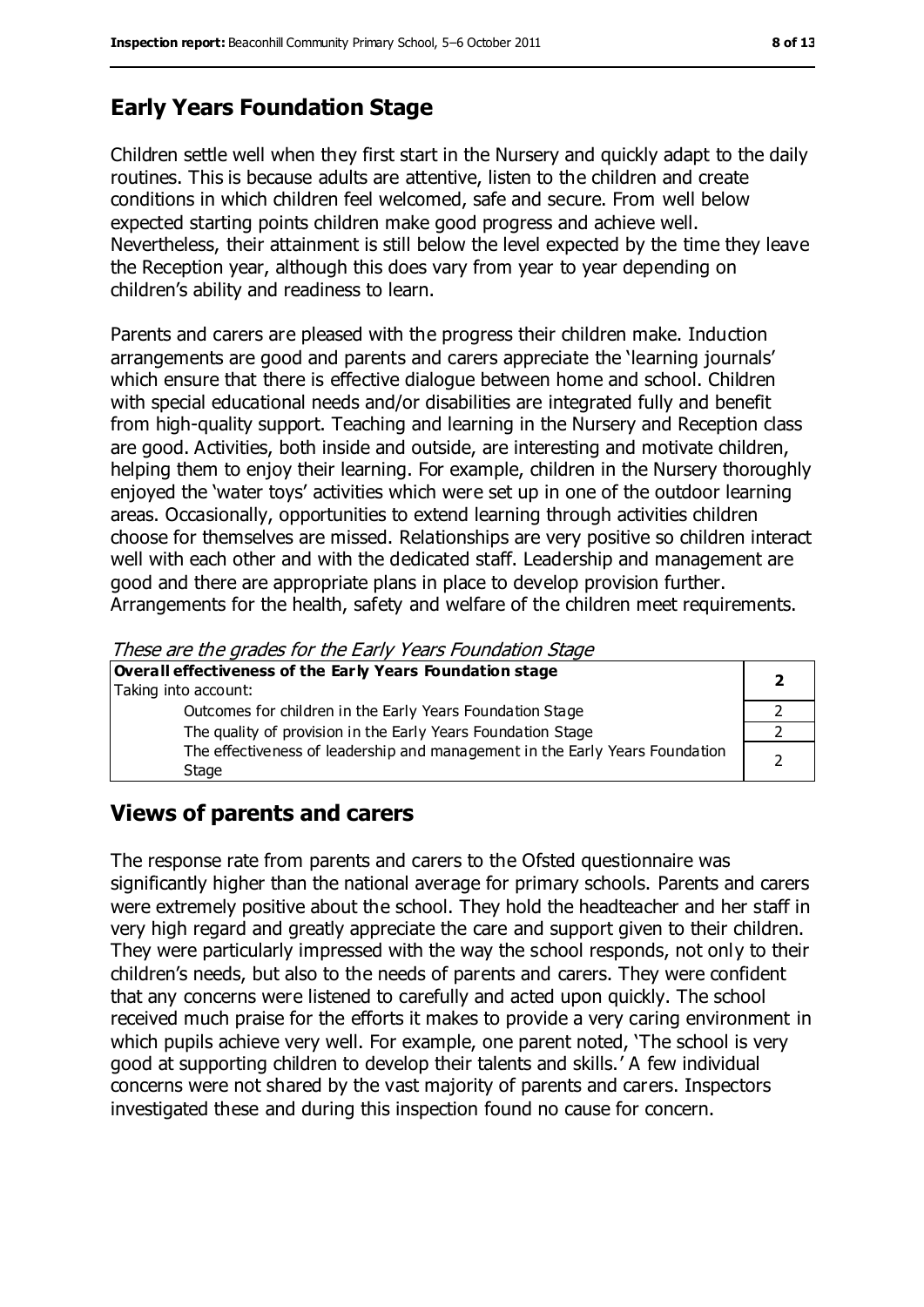## Early Years Foundation Stage

Children settle well when they first start in the Nursery and quickly adapt to the daily routines. This is because adults are attentive, listen to the children and create conditions in which children feel welcomed, safe and secure. From well below expected starting points children make good progress and achieve well. Nevertheless, their attainment is still below the level expected by the time they leave the Reception year, although this does vary from year to year depending on children's ability and readiness to learn.

Parents and carers are pleased with the progress their children make. Induction arrangements are good and parents and carers appreciate the 'learning journals' which ensure that there is effective dialogue between home and school. Children with special educational needs and/or disabilities are integrated fully and benefit from high-quality support. Teaching and learning in the Nursery and Reception class are good. Activities, both inside and outside, are interesting and motivate children, helping them to enjoy their learning. For example, children in the Nursery thoroughly enjoyed the 'water toys' activities which were set up in one of the outdoor learning areas. Occasionally, opportunities to extend learning through activities children choose for themselves are missed. Relationships are very positive so children interact well with each other and with the dedicated staff. Leadership and management are good and there are appropriate plans in place to develop provision further. Arrangements for the health, safety and welfare of the children meet requirements.

*These are the grades for the Early Years Foundation Stage*

| **Overall effectiveness of the Early Years Foundation stage** Taking into account: | **2** |
|---|---|
| Outcomes for children in the Early Years Foundation Stage | 2 |
| The quality of provision in the Early Years Foundation Stage | 2 |
| The effectiveness of leadership and management in the Early Years Foundation Stage | 2 |

## Views of parents and carers

The response rate from parents and carers to the Ofsted questionnaire was significantly higher than the national average for primary schools. Parents and carers were extremely positive about the school. They hold the headteacher and her staff in very high regard and greatly appreciate the care and support given to their children. They were particularly impressed with the way the school responds, not only to their children's needs, but also to the needs of parents and carers. They were confident that any concerns were listened to carefully and acted upon quickly. The school received much praise for the efforts it makes to provide a very caring environment in which pupils achieve very well. For example, one parent noted, 'The school is very good at supporting children to develop their talents and skills.' A few individual concerns were not shared by the vast majority of parents and carers. Inspectors investigated these and during this inspection found no cause for concern.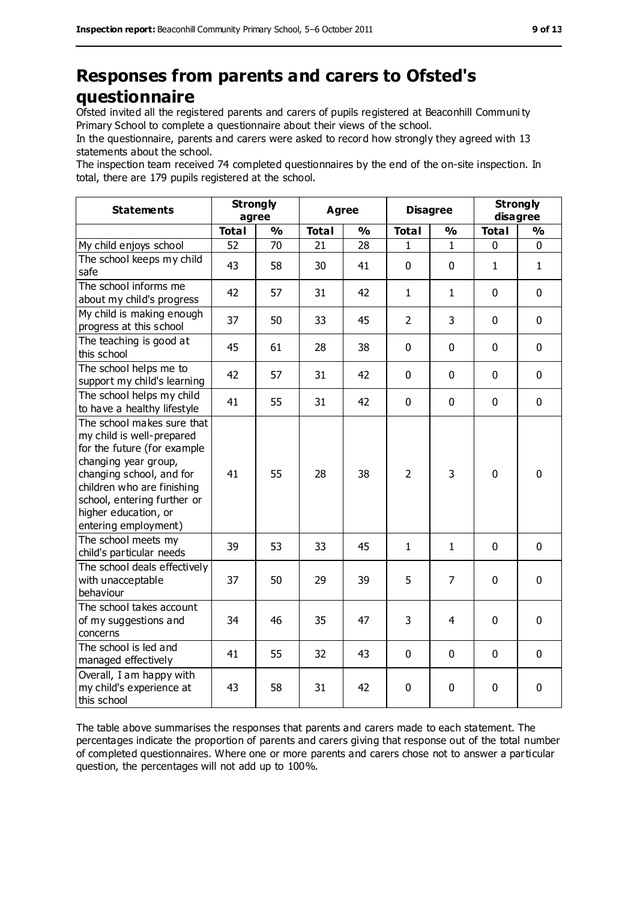# Responses from parents and carers to Ofsted's questionnaire

Ofsted invited all the registered parents and carers of pupils registered at Beaconhill Community Primary School to complete a questionnaire about their views of the school.

In the questionnaire, parents and carers were asked to record how strongly they agreed with 13 statements about the school.

The inspection team received 74 completed questionnaires by the end of the on-site inspection. In total, there are 179 pupils registered at the school.

| Statements | Strongly agree | | Agree | | Disagree | | Strongly disagree | |
|---|---|---|---|---|---|---|---|---|
| | Total | % | Total | % | Total | % | Total | % |
| My child enjoys school | 52 | 70 | 21 | 28 | 1 | 1 | 0 | 0 |
| The school keeps my child safe | 43 | 58 | 30 | 41 | 0 | 0 | 1 | 1 |
| The school informs me about my child's progress | 42 | 57 | 31 | 42 | 1 | 1 | 0 | 0 |
| My child is making enough progress at this school | 37 | 50 | 33 | 45 | 2 | 3 | 0 | 0 |
| The teaching is good at this school | 45 | 61 | 28 | 38 | 0 | 0 | 0 | 0 |
| The school helps me to support my child's learning | 42 | 57 | 31 | 42 | 0 | 0 | 0 | 0 |
| The school helps my child to have a healthy lifestyle | 41 | 55 | 31 | 42 | 0 | 0 | 0 | 0 |
| The school makes sure that my child is well-prepared for the future (for example changing year group, changing school, and for children who are finishing school, entering further or higher education, or entering employment) | 41 | 55 | 28 | 38 | 2 | 3 | 0 | 0 |
| The school meets my child's particular needs | 39 | 53 | 33 | 45 | 1 | 1 | 0 | 0 |
| The school deals effectively with unacceptable behaviour | 37 | 50 | 29 | 39 | 5 | 7 | 0 | 0 |
| The school takes account of my suggestions and concerns | 34 | 46 | 35 | 47 | 3 | 4 | 0 | 0 |
| The school is led and managed effectively | 41 | 55 | 32 | 43 | 0 | 0 | 0 | 0 |
| Overall, I am happy with my child's experience at this school | 43 | 58 | 31 | 42 | 0 | 0 | 0 | 0 |

The table above summarises the responses that parents and carers made to each statement. The percentages indicate the proportion of parents and carers giving that response out of the total number of completed questionnaires. Where one or more parents and carers chose not to answer a particular question, the percentages will not add up to 100%.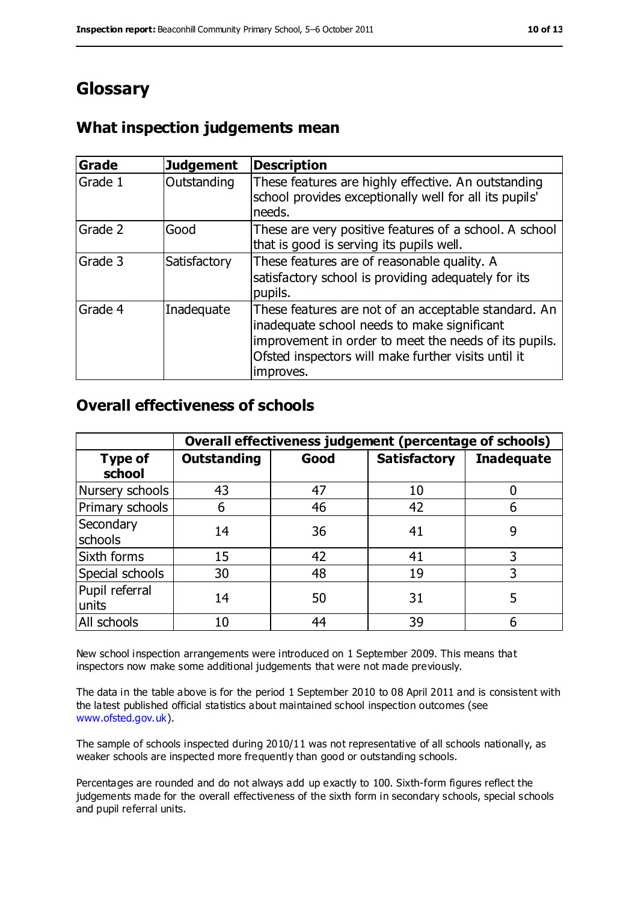# Glossary

## What inspection judgements mean

| Grade | Judgement | Description |
|---|---|---|
| Grade 1 | Outstanding | These features are highly effective. An outstanding school provides exceptionally well for all its pupils' needs. |
| Grade 2 | Good | These are very positive features of a school. A school that is good is serving its pupils well. |
| Grade 3 | Satisfactory | These features are of reasonable quality. A satisfactory school is providing adequately for its pupils. |
| Grade 4 | Inadequate | These features are not of an acceptable standard. An inadequate school needs to make significant improvement in order to meet the needs of its pupils. Ofsted inspectors will make further visits until it improves. |

## Overall effectiveness of schools

| | Overall effectiveness judgement (percentage of schools) | | | |
|---|---|---|---|---|
| **Type of school** | **Outstanding** | **Good** | **Satisfactory** | **Inadequate** |
| Nursery schools | 43 | 47 | 10 | 0 |
| Primary schools | 6 | 46 | 42 | 6 |
| Secondary schools | 14 | 36 | 41 | 9 |
| Sixth forms | 15 | 42 | 41 | 3 |
| Special schools | 30 | 48 | 19 | 3 |
| Pupil referral units | 14 | 50 | 31 | 5 |
| All schools | 10 | 44 | 39 | 6 |

New school inspection arrangements were introduced on 1 September 2009. This means that inspectors now make some additional judgements that were not made previously.

The data in the table above is for the period 1 September 2010 to 08 April 2011 and is consistent with the latest published official statistics about maintained school inspection outcomes (see www.ofsted.gov.uk).

The sample of schools inspected during 2010/11 was not representative of all schools nationally, as weaker schools are inspected more frequently than good or outstanding schools.

Percentages are rounded and do not always add up exactly to 100. Sixth-form figures reflect the judgements made for the overall effectiveness of the sixth form in secondary schools, special schools and pupil referral units.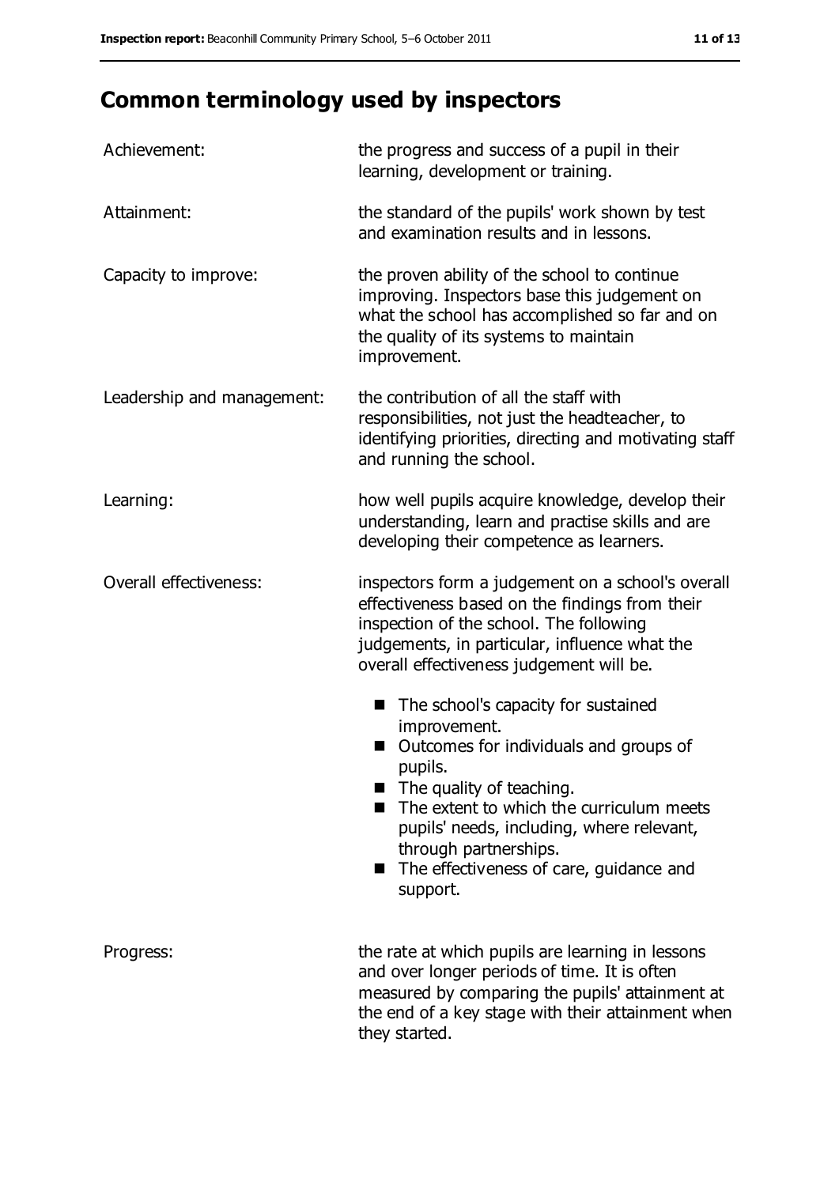## Common terminology used by inspectors

| | |
|---|---|
| Achievement: | the progress and success of a pupil in their learning, development or training. |
| Attainment: | the standard of the pupils' work shown by test and examination results and in lessons. |
| Capacity to improve: | the proven ability of the school to continue improving. Inspectors base this judgement on what the school has accomplished so far and on the quality of its systems to maintain improvement. |
| Leadership and management: | the contribution of all the staff with responsibilities, not just the headteacher, to identifying priorities, directing and motivating staff and running the school. |
| Learning: | how well pupils acquire knowledge, develop their understanding, learn and practise skills and are developing their competence as learners. |
| Overall effectiveness: | inspectors form a judgement on a school's overall effectiveness based on the findings from their inspection of the school. The following judgements, in particular, influence what the overall effectiveness judgement will be. <br>■ The school's capacity for sustained improvement.<br>■ Outcomes for individuals and groups of pupils.<br>■ The quality of teaching.<br>■ The extent to which the curriculum meets pupils' needs, including, where relevant, through partnerships.<br>■ The effectiveness of care, guidance and support. |
| Progress: | the rate at which pupils are learning in lessons and over longer periods of time. It is often measured by comparing the pupils' attainment at the end of a key stage with their attainment when they started. |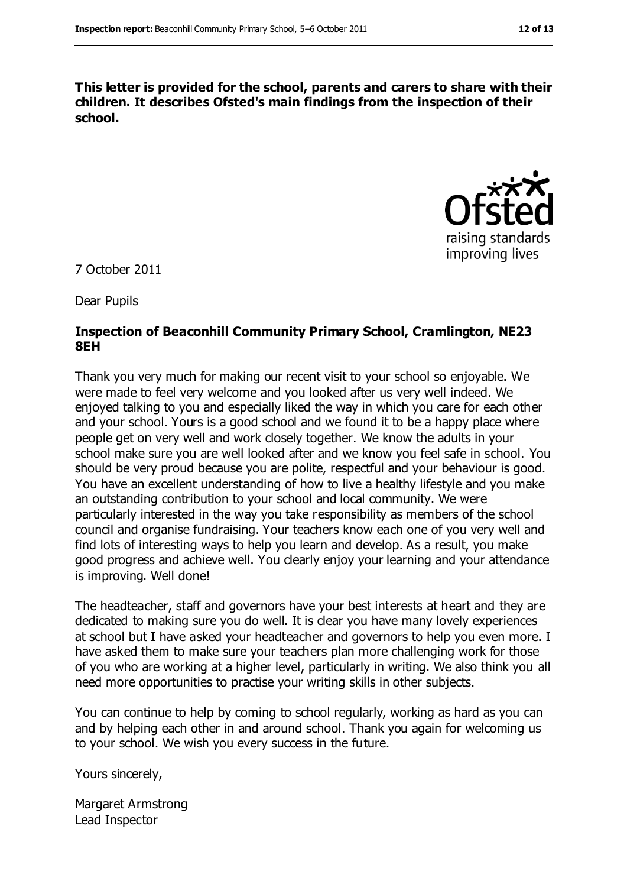**This letter is provided for the school, parents and carers to share with their children. It describes Ofsted's main findings from the inspection of their school.**

7 October 2011

Dear Pupils

**Inspection of Beaconhill Community Primary School, Cramlington, NE23 8EH**

Thank you very much for making our recent visit to your school so enjoyable. We were made to feel very welcome and you looked after us very well indeed. We enjoyed talking to you and especially liked the way in which you care for each other and your school. Yours is a good school and we found it to be a happy place where people get on very well and work closely together. We know the adults in your school make sure you are well looked after and we know you feel safe in school. You should be very proud because you are polite, respectful and your behaviour is good. You have an excellent understanding of how to live a healthy lifestyle and you make an outstanding contribution to your school and local community. We were particularly interested in the way you take responsibility as members of the school council and organise fundraising. Your teachers know each one of you very well and find lots of interesting ways to help you learn and develop. As a result, you make good progress and achieve well. You clearly enjoy your learning and your attendance is improving. Well done!

The headteacher, staff and governors have your best interests at heart and they are dedicated to making sure you do well. It is clear you have many lovely experiences at school but I have asked your headteacher and governors to help you even more. I have asked them to make sure your teachers plan more challenging work for those of you who are working at a higher level, particularly in writing. We also think you all need more opportunities to practise your writing skills in other subjects.

You can continue to help by coming to school regularly, working as hard as you can and by helping each other in and around school. Thank you again for welcoming us to your school. We wish you every success in the future.

Yours sincerely,

Margaret Armstrong
Lead Inspector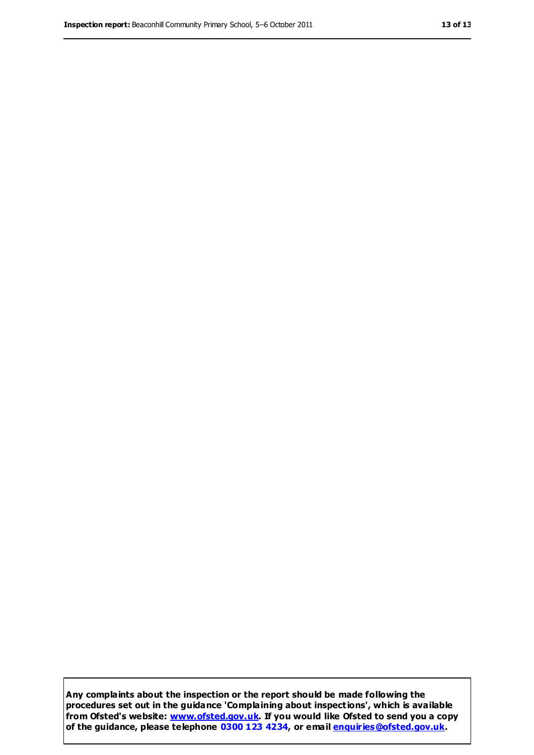**Any complaints about the inspection or the report should be made following the procedures set out in the guidance 'Complaining about inspections', which is available from Ofsted's website: [www.ofsted.gov.uk](http://www.ofsted.gov.uk). If you would like Ofsted to send you a copy of the guidance, please telephone 0300 123 4234, or email [enquiries@ofsted.gov.uk](mailto:enquiries@ofsted.gov.uk).**